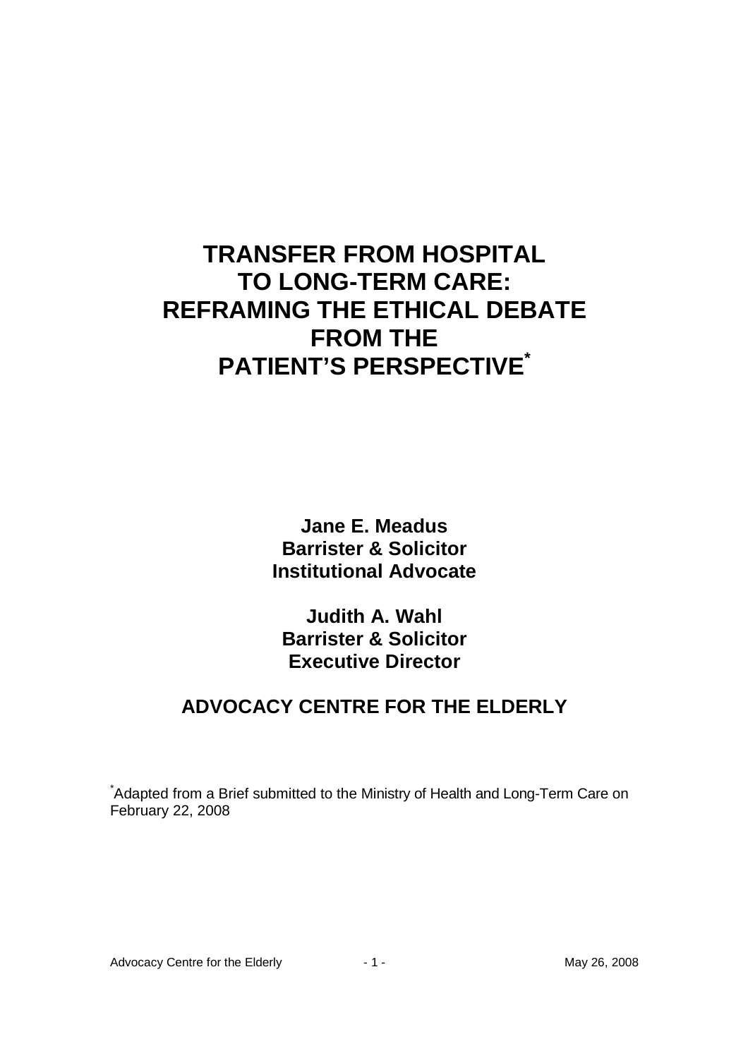# TRANSFER FROM HOSPITAL TO LONG-TERM CARE: REFRAMING THE ETHICAL DEBATE FROM THE PATIENT'S PERSPECTIVE*

**Jane E. Meadus**
**Barrister & Solicitor**
**Institutional Advocate**

**Judith A. Wahl**
**Barrister & Solicitor**
**Executive Director**

**ADVOCACY CENTRE FOR THE ELDERLY**

*Adapted from a Brief submitted to the Ministry of Health and Long-Term Care on February 22, 2008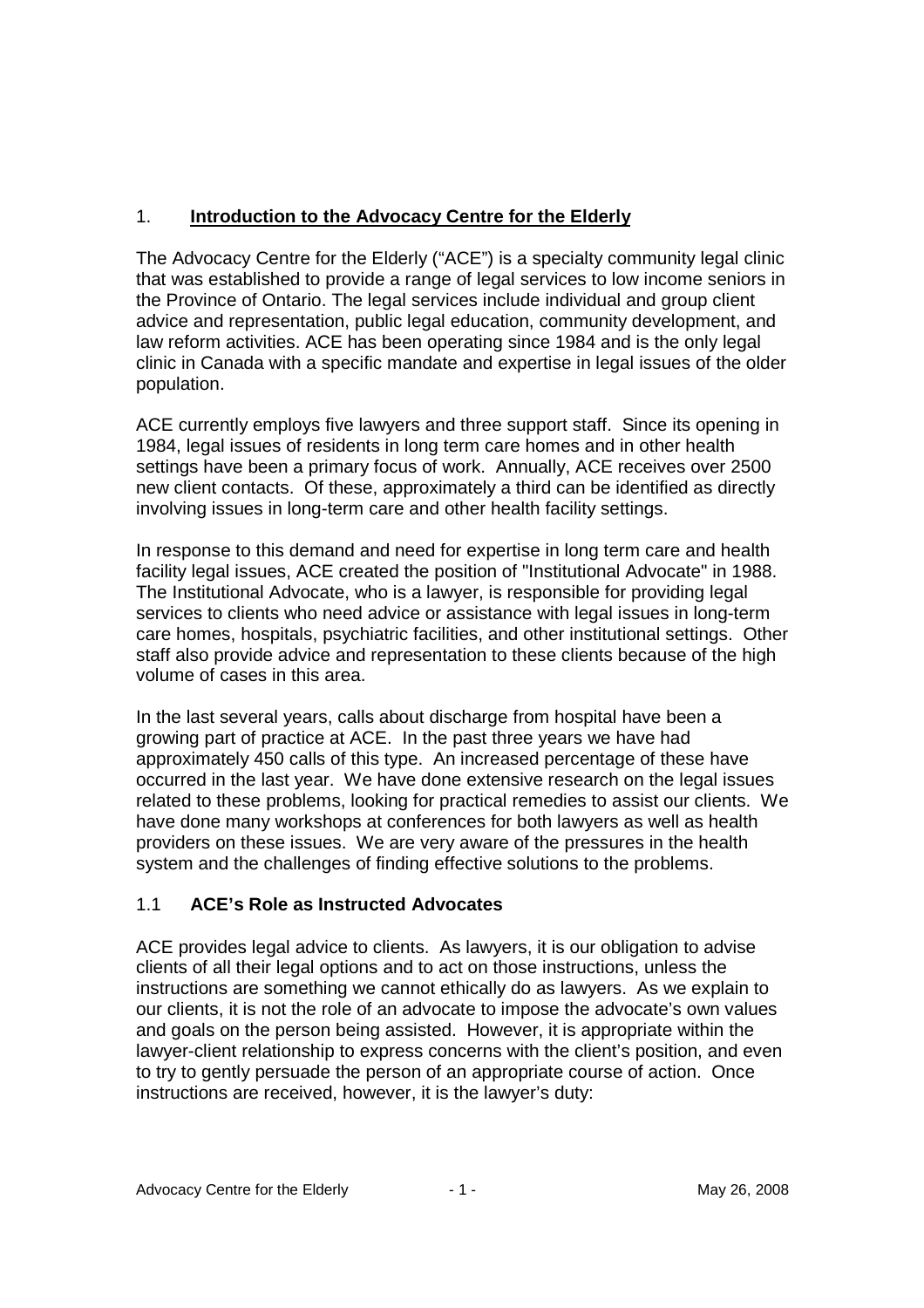## 1. **Introduction to the Advocacy Centre for the Elderly**

The Advocacy Centre for the Elderly ("ACE") is a specialty community legal clinic that was established to provide a range of legal services to low income seniors in the Province of Ontario. The legal services include individual and group client advice and representation, public legal education, community development, and law reform activities. ACE has been operating since 1984 and is the only legal clinic in Canada with a specific mandate and expertise in legal issues of the older population.

ACE currently employs five lawyers and three support staff. Since its opening in 1984, legal issues of residents in long term care homes and in other health settings have been a primary focus of work. Annually, ACE receives over 2500 new client contacts. Of these, approximately a third can be identified as directly involving issues in long-term care and other health facility settings.

In response to this demand and need for expertise in long term care and health facility legal issues, ACE created the position of "Institutional Advocate" in 1988. The Institutional Advocate, who is a lawyer, is responsible for providing legal services to clients who need advice or assistance with legal issues in long-term care homes, hospitals, psychiatric facilities, and other institutional settings. Other staff also provide advice and representation to these clients because of the high volume of cases in this area.

In the last several years, calls about discharge from hospital have been a growing part of practice at ACE. In the past three years we have had approximately 450 calls of this type. An increased percentage of these have occurred in the last year. We have done extensive research on the legal issues related to these problems, looking for practical remedies to assist our clients. We have done many workshops at conferences for both lawyers as well as health providers on these issues. We are very aware of the pressures in the health system and the challenges of finding effective solutions to the problems.

### 1.1 **ACE's Role as Instructed Advocates**

ACE provides legal advice to clients. As lawyers, it is our obligation to advise clients of all their legal options and to act on those instructions, unless the instructions are something we cannot ethically do as lawyers. As we explain to our clients, it is not the role of an advocate to impose the advocate's own values and goals on the person being assisted. However, it is appropriate within the lawyer-client relationship to express concerns with the client's position, and even to try to gently persuade the person of an appropriate course of action. Once instructions are received, however, it is the lawyer's duty: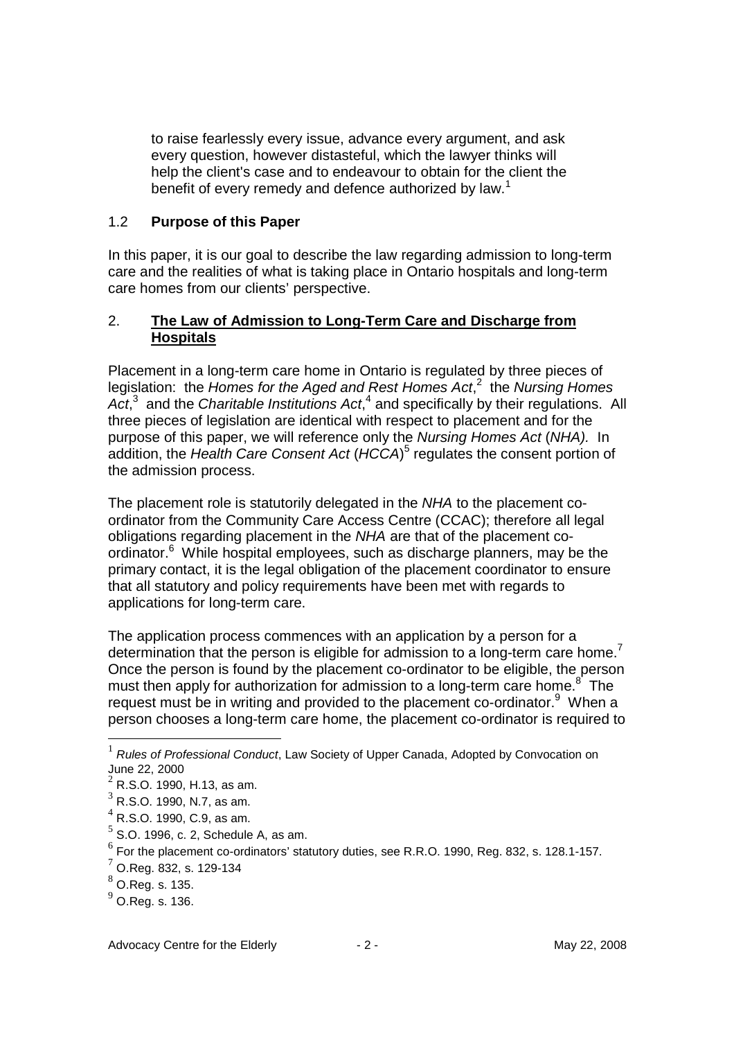> to raise fearlessly every issue, advance every argument, and ask every question, however distasteful, which the lawyer thinks will help the client's case and to endeavour to obtain for the client the benefit of every remedy and defence authorized by law.[1]

### 1.2 **Purpose of this Paper**

In this paper, it is our goal to describe the law regarding admission to long-term care and the realities of what is taking place in Ontario hospitals and long-term care homes from our clients' perspective.

## 2. **The Law of Admission to Long-Term Care and Discharge from Hospitals**

Placement in a long-term care home in Ontario is regulated by three pieces of legislation: the *Homes for the Aged and Rest Homes Act*,[2] the *Nursing Homes Act*,[3] and the *Charitable Institutions Act*,[4] and specifically by their regulations. All three pieces of legislation are identical with respect to placement and for the purpose of this paper, we will reference only the *Nursing Homes Act* (*NHA).* In addition, the *Health Care Consent Act* (*HCCA*)[5] regulates the consent portion of the admission process.

The placement role is statutorily delegated in the *NHA* to the placement co-ordinator from the Community Care Access Centre (CCAC); therefore all legal obligations regarding placement in the *NHA* are that of the placement co-ordinator.[6] While hospital employees, such as discharge planners, may be the primary contact, it is the legal obligation of the placement coordinator to ensure that all statutory and policy requirements have been met with regards to applications for long-term care.

The application process commences with an application by a person for a determination that the person is eligible for admission to a long-term care home.[7] Once the person is found by the placement co-ordinator to be eligible, the person must then apply for authorization for admission to a long-term care home.[8] The request must be in writing and provided to the placement co-ordinator.[9] When a person chooses a long-term care home, the placement co-ordinator is required to

---

[1] *Rules of Professional Conduct*, Law Society of Upper Canada, Adopted by Convocation on June 22, 2000

[2] R.S.O. 1990, H.13, as am.

[3] R.S.O. 1990, N.7, as am.

[4] R.S.O. 1990, C.9, as am.

[5] S.O. 1996, c. 2, Schedule A, as am.

[6] For the placement co-ordinators' statutory duties, see R.R.O. 1990, Reg. 832, s. 128.1-157.

[7] O.Reg. 832, s. 129-134

[8] O.Reg. s. 135.

[9] O.Reg. s. 136.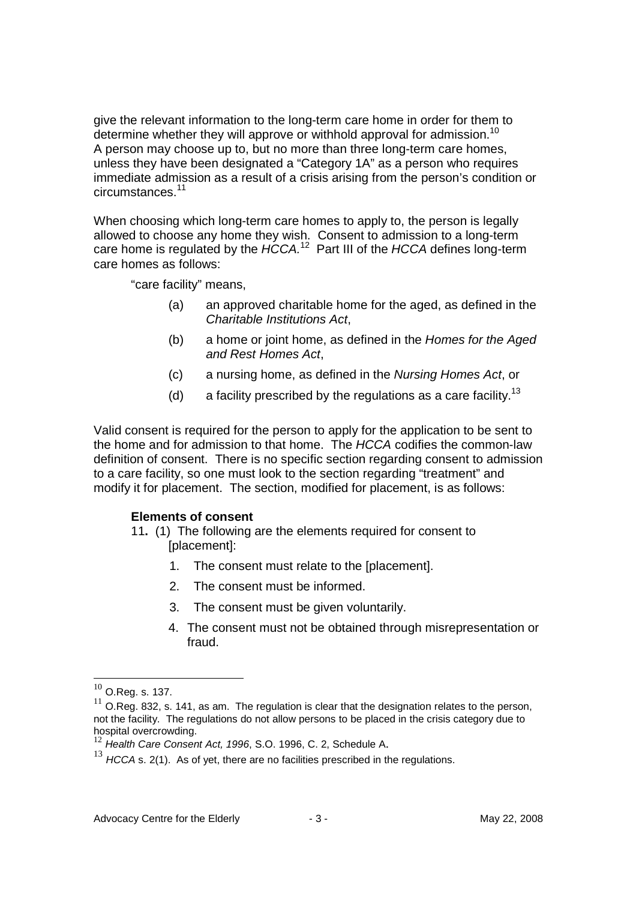give the relevant information to the long-term care home in order for them to determine whether they will approve or withhold approval for admission.[10] A person may choose up to, but no more than three long-term care homes, unless they have been designated a "Category 1A" as a person who requires immediate admission as a result of a crisis arising from the person's condition or circumstances.[11]

When choosing which long-term care homes to apply to, the person is legally allowed to choose any home they wish. Consent to admission to a long-term care home is regulated by the *HCCA*.[12] Part III of the *HCCA* defines long-term care homes as follows:

> "care facility" means,
>
> (a) an approved charitable home for the aged, as defined in the *Charitable Institutions Act*,
>
> (b) a home or joint home, as defined in the *Homes for the Aged and Rest Homes Act*,
>
> (c) a nursing home, as defined in the *Nursing Homes Act*, or
>
> (d) a facility prescribed by the regulations as a care facility.[13]

Valid consent is required for the person to apply for the application to be sent to the home and for admission to that home. The *HCCA* codifies the common-law definition of consent. There is no specific section regarding consent to admission to a care facility, so one must look to the section regarding "treatment" and modify it for placement. The section, modified for placement, is as follows:

> **Elements of consent**
>
> 11**.** (1) The following are the elements required for consent to [placement]:
>
> 1. The consent must relate to the [placement].
> 2. The consent must be informed.
> 3. The consent must be given voluntarily.
> 4. The consent must not be obtained through misrepresentation or fraud.

---

[10] O.Reg. s. 137.

[11] O.Reg. 832, s. 141, as am. The regulation is clear that the designation relates to the person, not the facility. The regulations do not allow persons to be placed in the crisis category due to hospital overcrowding.

[12] *Health Care Consent Act, 1996*, S.O. 1996, C. 2, Schedule A.

[13] *HCCA* s. 2(1). As of yet, there are no facilities prescribed in the regulations.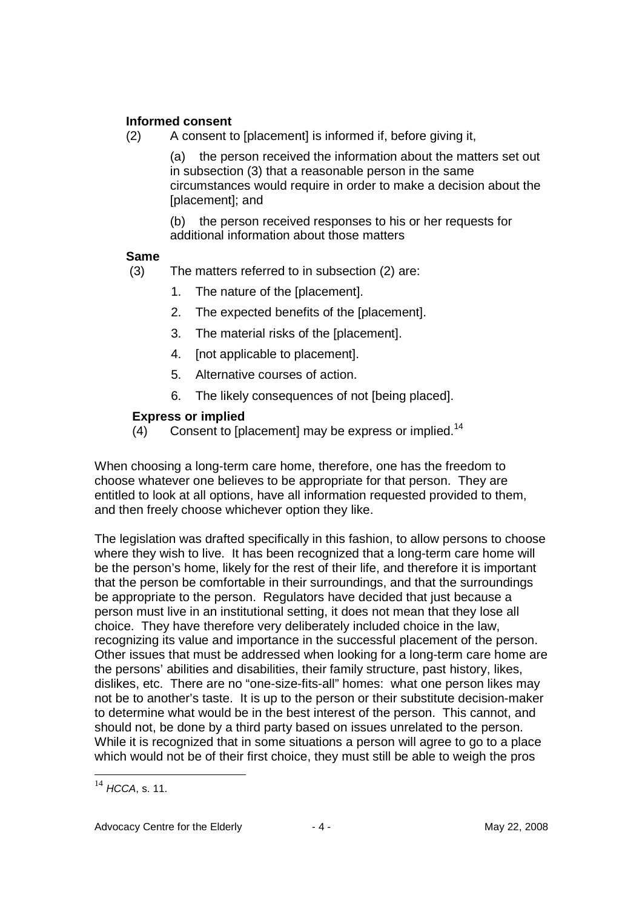**Informed consent**

(2) A consent to [placement] is informed if, before giving it,

> (a) the person received the information about the matters set out in subsection (3) that a reasonable person in the same circumstances would require in order to make a decision about the [placement]; and
>
> (b) the person received responses to his or her requests for additional information about those matters

**Same**

(3) The matters referred to in subsection (2) are:

1. The nature of the [placement].
2. The expected benefits of the [placement].
3. The material risks of the [placement].
4. [not applicable to placement].
5. Alternative courses of action.
6. The likely consequences of not [being placed].

**Express or implied**

(4) Consent to [placement] may be express or implied.[14]

When choosing a long-term care home, therefore, one has the freedom to choose whatever one believes to be appropriate for that person. They are entitled to look at all options, have all information requested provided to them, and then freely choose whichever option they like.

The legislation was drafted specifically in this fashion, to allow persons to choose where they wish to live. It has been recognized that a long-term care home will be the person's home, likely for the rest of their life, and therefore it is important that the person be comfortable in their surroundings, and that the surroundings be appropriate to the person. Regulators have decided that just because a person must live in an institutional setting, it does not mean that they lose all choice. They have therefore very deliberately included choice in the law, recognizing its value and importance in the successful placement of the person. Other issues that must be addressed when looking for a long-term care home are the persons' abilities and disabilities, their family structure, past history, likes, dislikes, etc. There are no "one-size-fits-all" homes: what one person likes may not be to another's taste. It is up to the person or their substitute decision-maker to determine what would be in the best interest of the person. This cannot, and should not, be done by a third party based on issues unrelated to the person. While it is recognized that in some situations a person will agree to go to a place which would not be of their first choice, they must still be able to weigh the pros

---

[14] *HCCA*, s. 11.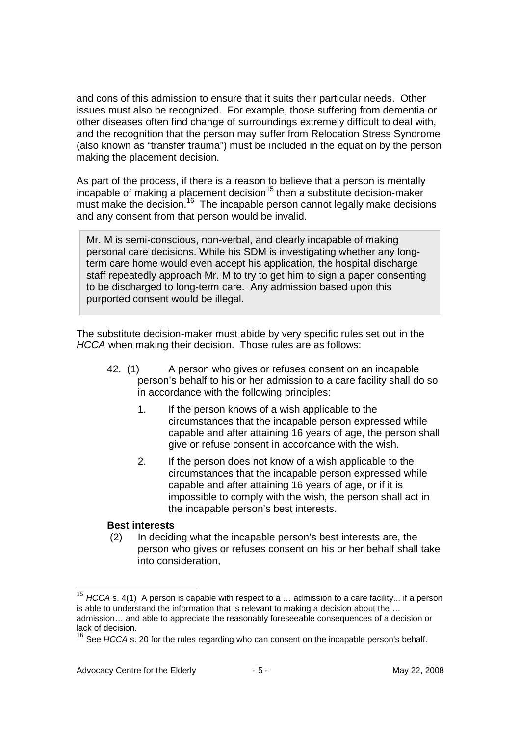and cons of this admission to ensure that it suits their particular needs. Other issues must also be recognized. For example, those suffering from dementia or other diseases often find change of surroundings extremely difficult to deal with, and the recognition that the person may suffer from Relocation Stress Syndrome (also known as "transfer trauma") must be included in the equation by the person making the placement decision.

As part of the process, if there is a reason to believe that a person is mentally incapable of making a placement decision[15] then a substitute decision-maker must make the decision.[16] The incapable person cannot legally make decisions and any consent from that person would be invalid.

> Mr. M is semi-conscious, non-verbal, and clearly incapable of making personal care decisions. While his SDM is investigating whether any long-term care home would even accept his application, the hospital discharge staff repeatedly approach Mr. M to try to get him to sign a paper consenting to be discharged to long-term care. Any admission based upon this purported consent would be illegal.

The substitute decision-maker must abide by very specific rules set out in the *HCCA* when making their decision. Those rules are as follows:

> 42. (1) A person who gives or refuses consent on an incapable person's behalf to his or her admission to a care facility shall do so in accordance with the following principles:
>
> 1. If the person knows of a wish applicable to the circumstances that the incapable person expressed while capable and after attaining 16 years of age, the person shall give or refuse consent in accordance with the wish.
>
> 2. If the person does not know of a wish applicable to the circumstances that the incapable person expressed while capable and after attaining 16 years of age, or if it is impossible to comply with the wish, the person shall act in the incapable person's best interests.
>
> **Best interests**
>
> (2) In deciding what the incapable person's best interests are, the person who gives or refuses consent on his or her behalf shall take into consideration,

---

[15] *HCCA* s. 4(1) A person is capable with respect to a … admission to a care facility... if a person is able to understand the information that is relevant to making a decision about the … admission… and able to appreciate the reasonably foreseeable consequences of a decision or lack of decision.

[16] See *HCCA* s. 20 for the rules regarding who can consent on the incapable person's behalf.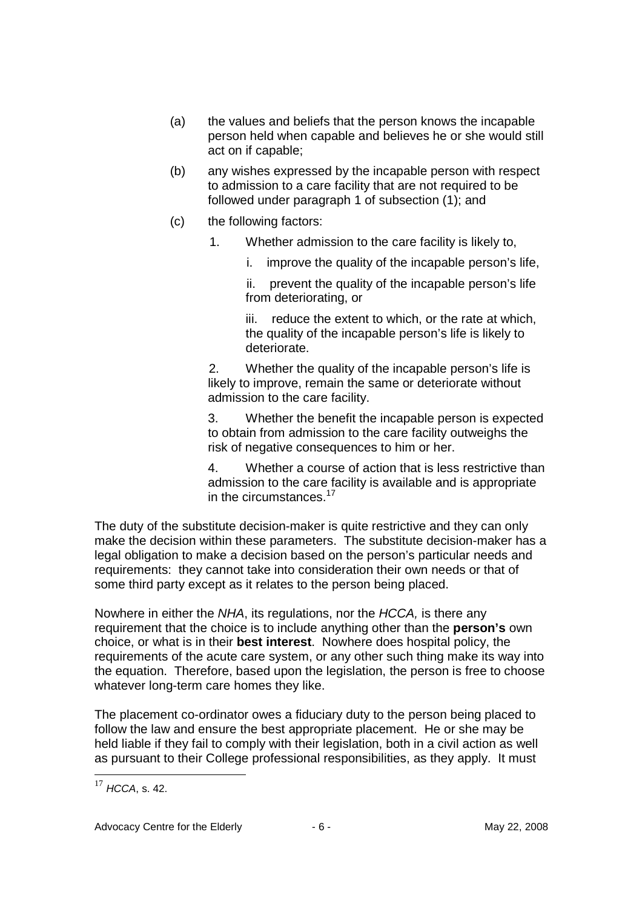> (a) the values and beliefs that the person knows the incapable person held when capable and believes he or she would still act on if capable;
>
> (b) any wishes expressed by the incapable person with respect to admission to a care facility that are not required to be followed under paragraph 1 of subsection (1); and
>
> (c) the following factors:
>
> 1. Whether admission to the care facility is likely to,
>
>    i. improve the quality of the incapable person's life,
>
>    ii. prevent the quality of the incapable person's life from deteriorating, or
>
>    iii. reduce the extent to which, or the rate at which, the quality of the incapable person's life is likely to deteriorate.
>
> 2. Whether the quality of the incapable person's life is likely to improve, remain the same or deteriorate without admission to the care facility.
>
> 3. Whether the benefit the incapable person is expected to obtain from admission to the care facility outweighs the risk of negative consequences to him or her.
>
> 4. Whether a course of action that is less restrictive than admission to the care facility is available and is appropriate in the circumstances.[17]

The duty of the substitute decision-maker is quite restrictive and they can only make the decision within these parameters. The substitute decision-maker has a legal obligation to make a decision based on the person's particular needs and requirements: they cannot take into consideration their own needs or that of some third party except as it relates to the person being placed.

Nowhere in either the *NHA*, its regulations, nor the *HCCA,* is there any requirement that the choice is to include anything other than the **person's** own choice, or what is in their **best interest**. Nowhere does hospital policy, the requirements of the acute care system, or any other such thing make its way into the equation. Therefore, based upon the legislation, the person is free to choose whatever long-term care homes they like.

The placement co-ordinator owes a fiduciary duty to the person being placed to follow the law and ensure the best appropriate placement. He or she may be held liable if they fail to comply with their legislation, both in a civil action as well as pursuant to their College professional responsibilities, as they apply. It must

[17] *HCCA*, s. 42.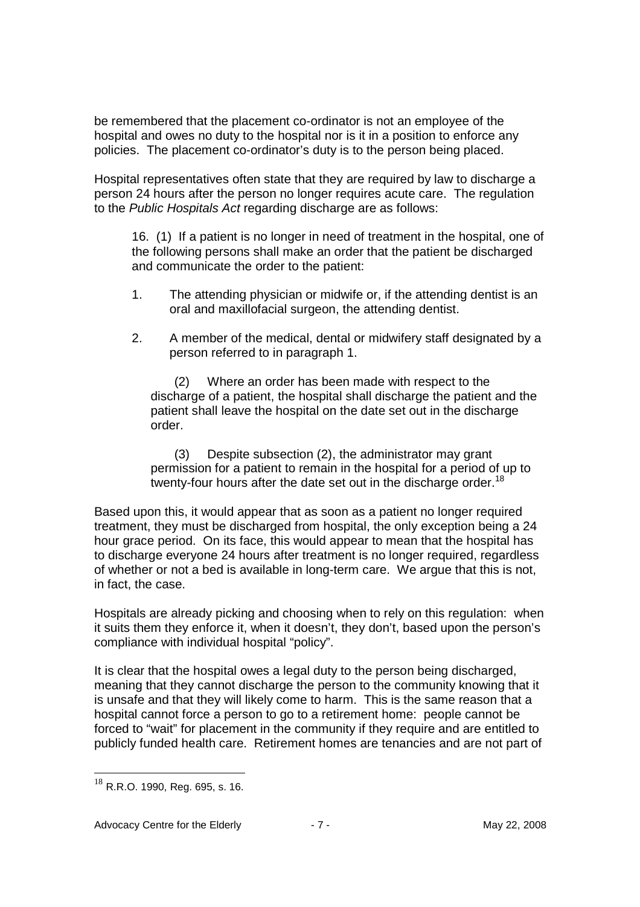be remembered that the placement co-ordinator is not an employee of the hospital and owes no duty to the hospital nor is it in a position to enforce any policies. The placement co-ordinator's duty is to the person being placed.

Hospital representatives often state that they are required by law to discharge a person 24 hours after the person no longer requires acute care. The regulation to the *Public Hospitals Act* regarding discharge are as follows:

> 16. (1) If a patient is no longer in need of treatment in the hospital, one of the following persons shall make an order that the patient be discharged and communicate the order to the patient:
>
> 1. The attending physician or midwife or, if the attending dentist is an oral and maxillofacial surgeon, the attending dentist.
>
> 2. A member of the medical, dental or midwifery staff designated by a person referred to in paragraph 1.
>
> (2) Where an order has been made with respect to the discharge of a patient, the hospital shall discharge the patient and the patient shall leave the hospital on the date set out in the discharge order.
>
> (3) Despite subsection (2), the administrator may grant permission for a patient to remain in the hospital for a period of up to twenty-four hours after the date set out in the discharge order.[18]

Based upon this, it would appear that as soon as a patient no longer required treatment, they must be discharged from hospital, the only exception being a 24 hour grace period. On its face, this would appear to mean that the hospital has to discharge everyone 24 hours after treatment is no longer required, regardless of whether or not a bed is available in long-term care. We argue that this is not, in fact, the case.

Hospitals are already picking and choosing when to rely on this regulation: when it suits them they enforce it, when it doesn't, they don't, based upon the person's compliance with individual hospital "policy".

It is clear that the hospital owes a legal duty to the person being discharged, meaning that they cannot discharge the person to the community knowing that it is unsafe and that they will likely come to harm. This is the same reason that a hospital cannot force a person to go to a retirement home: people cannot be forced to "wait" for placement in the community if they require and are entitled to publicly funded health care. Retirement homes are tenancies and are not part of

---

[18] R.R.O. 1990, Reg. 695, s. 16.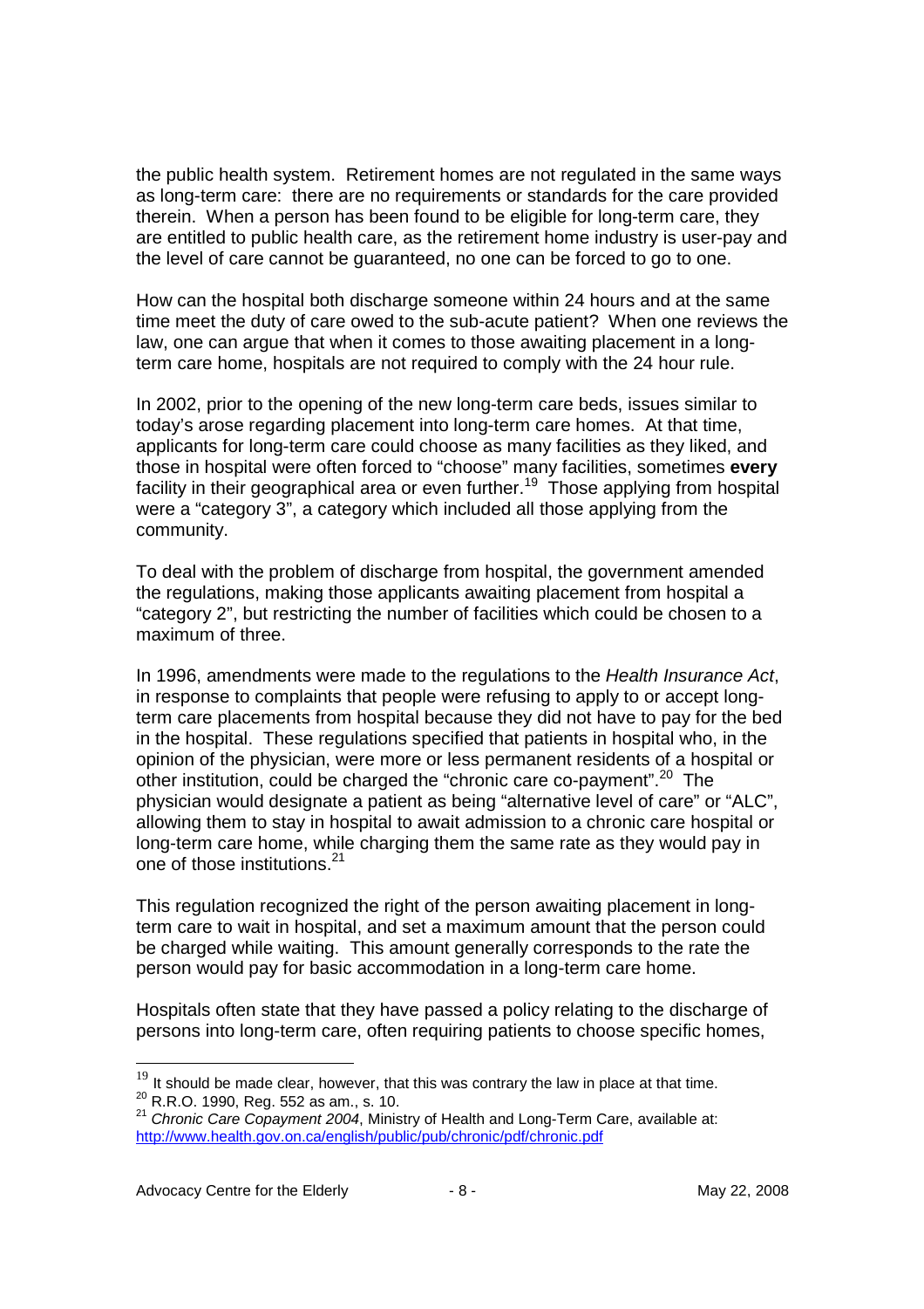the public health system. Retirement homes are not regulated in the same ways as long-term care: there are no requirements or standards for the care provided therein. When a person has been found to be eligible for long-term care, they are entitled to public health care, as the retirement home industry is user-pay and the level of care cannot be guaranteed, no one can be forced to go to one.

How can the hospital both discharge someone within 24 hours and at the same time meet the duty of care owed to the sub-acute patient? When one reviews the law, one can argue that when it comes to those awaiting placement in a long-term care home, hospitals are not required to comply with the 24 hour rule.

In 2002, prior to the opening of the new long-term care beds, issues similar to today's arose regarding placement into long-term care homes. At that time, applicants for long-term care could choose as many facilities as they liked, and those in hospital were often forced to "choose" many facilities, sometimes **every** facility in their geographical area or even further.[19] Those applying from hospital were a "category 3", a category which included all those applying from the community.

To deal with the problem of discharge from hospital, the government amended the regulations, making those applicants awaiting placement from hospital a "category 2", but restricting the number of facilities which could be chosen to a maximum of three.

In 1996, amendments were made to the regulations to the *Health Insurance Act*, in response to complaints that people were refusing to apply to or accept long-term care placements from hospital because they did not have to pay for the bed in the hospital. These regulations specified that patients in hospital who, in the opinion of the physician, were more or less permanent residents of a hospital or other institution, could be charged the "chronic care co-payment".[20] The physician would designate a patient as being "alternative level of care" or "ALC", allowing them to stay in hospital to await admission to a chronic care hospital or long-term care home, while charging them the same rate as they would pay in one of those institutions.[21]

This regulation recognized the right of the person awaiting placement in long-term care to wait in hospital, and set a maximum amount that the person could be charged while waiting. This amount generally corresponds to the rate the person would pay for basic accommodation in a long-term care home.

Hospitals often state that they have passed a policy relating to the discharge of persons into long-term care, often requiring patients to choose specific homes,

---

[19] It should be made clear, however, that this was contrary the law in place at that time.

[20] R.R.O. 1990, Reg. 552 as am., s. 10.

[21] *Chronic Care Copayment 2004*, Ministry of Health and Long-Term Care, available at: http://www.health.gov.on.ca/english/public/pub/chronic/pdf/chronic.pdf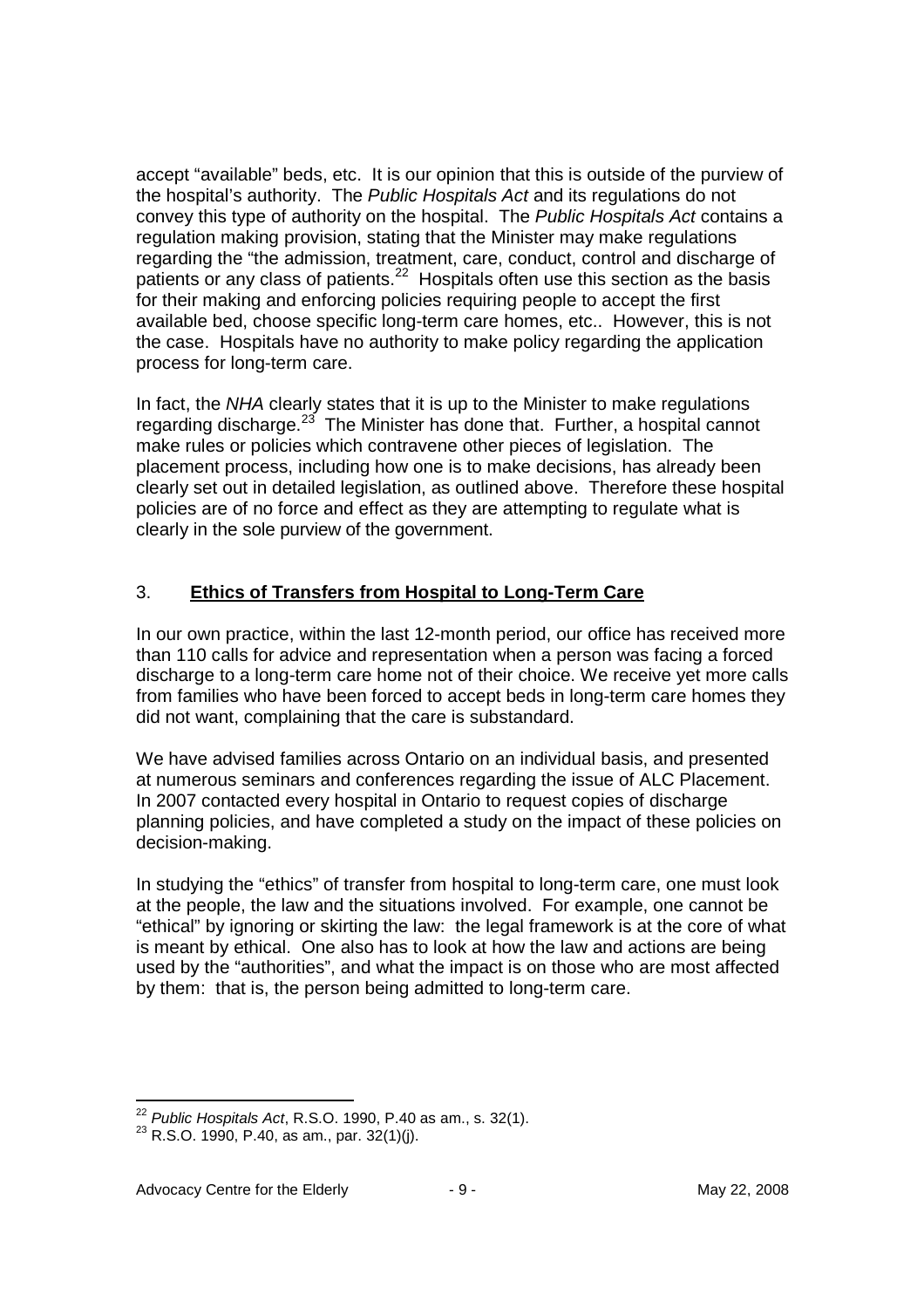accept "available" beds, etc. It is our opinion that this is outside of the purview of the hospital's authority. The *Public Hospitals Act* and its regulations do not convey this type of authority on the hospital. The *Public Hospitals Act* contains a regulation making provision, stating that the Minister may make regulations regarding the "the admission, treatment, care, conduct, control and discharge of patients or any class of patients.[22] Hospitals often use this section as the basis for their making and enforcing policies requiring people to accept the first available bed, choose specific long-term care homes, etc.. However, this is not the case. Hospitals have no authority to make policy regarding the application process for long-term care.

In fact, the *NHA* clearly states that it is up to the Minister to make regulations regarding discharge.[23] The Minister has done that. Further, a hospital cannot make rules or policies which contravene other pieces of legislation. The placement process, including how one is to make decisions, has already been clearly set out in detailed legislation, as outlined above. Therefore these hospital policies are of no force and effect as they are attempting to regulate what is clearly in the sole purview of the government.

## 3. **Ethics of Transfers from Hospital to Long-Term Care**

In our own practice, within the last 12-month period, our office has received more than 110 calls for advice and representation when a person was facing a forced discharge to a long-term care home not of their choice. We receive yet more calls from families who have been forced to accept beds in long-term care homes they did not want, complaining that the care is substandard.

We have advised families across Ontario on an individual basis, and presented at numerous seminars and conferences regarding the issue of ALC Placement. In 2007 contacted every hospital in Ontario to request copies of discharge planning policies, and have completed a study on the impact of these policies on decision-making.

In studying the "ethics" of transfer from hospital to long-term care, one must look at the people, the law and the situations involved. For example, one cannot be "ethical" by ignoring or skirting the law: the legal framework is at the core of what is meant by ethical. One also has to look at how the law and actions are being used by the "authorities", and what the impact is on those who are most affected by them: that is, the person being admitted to long-term care.

---

[22] *Public Hospitals Act*, R.S.O. 1990, P.40 as am., s. 32(1).

[23] R.S.O. 1990, P.40, as am., par. 32(1)(j).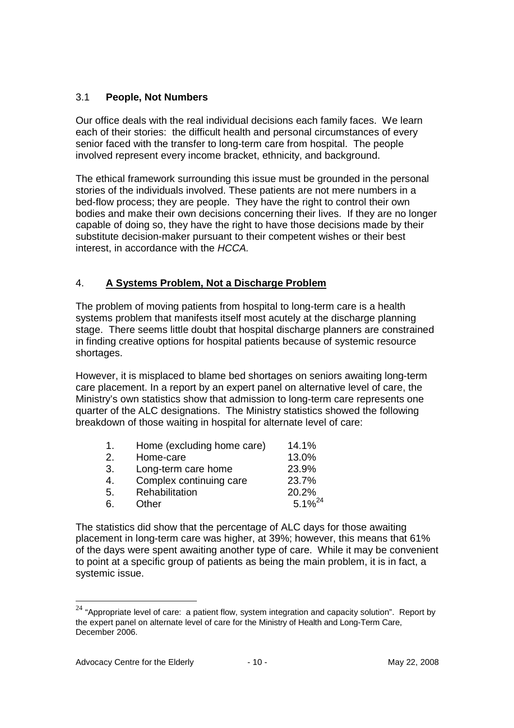### 3.1 **People, Not Numbers**

Our office deals with the real individual decisions each family faces. We learn each of their stories: the difficult health and personal circumstances of every senior faced with the transfer to long-term care from hospital. The people involved represent every income bracket, ethnicity, and background.

The ethical framework surrounding this issue must be grounded in the personal stories of the individuals involved. These patients are not mere numbers in a bed-flow process; they are people. They have the right to control their own bodies and make their own decisions concerning their lives. If they are no longer capable of doing so, they have the right to have those decisions made by their substitute decision-maker pursuant to their competent wishes or their best interest, in accordance with the *HCCA.*

## 4. **A Systems Problem, Not a Discharge Problem**

The problem of moving patients from hospital to long-term care is a health systems problem that manifests itself most acutely at the discharge planning stage. There seems little doubt that hospital discharge planners are constrained in finding creative options for hospital patients because of systemic resource shortages.

However, it is misplaced to blame bed shortages on seniors awaiting long-term care placement. In a report by an expert panel on alternative level of care, the Ministry's own statistics show that admission to long-term care represents one quarter of the ALC designations. The Ministry statistics showed the following breakdown of those waiting in hospital for alternate level of care:

1. Home (excluding home care) 14.1%
2. Home-care 13.0%
3. Long-term care home 23.9%
4. Complex continuing care 23.7%
5. Rehabilitation 20.2%
6. Other 5.1%[24]

The statistics did show that the percentage of ALC days for those awaiting placement in long-term care was higher, at 39%; however, this means that 61% of the days were spent awaiting another type of care. While it may be convenient to point at a specific group of patients as being the main problem, it is in fact, a systemic issue.

---

[24] "Appropriate level of care: a patient flow, system integration and capacity solution". Report by the expert panel on alternate level of care for the Ministry of Health and Long-Term Care, December 2006.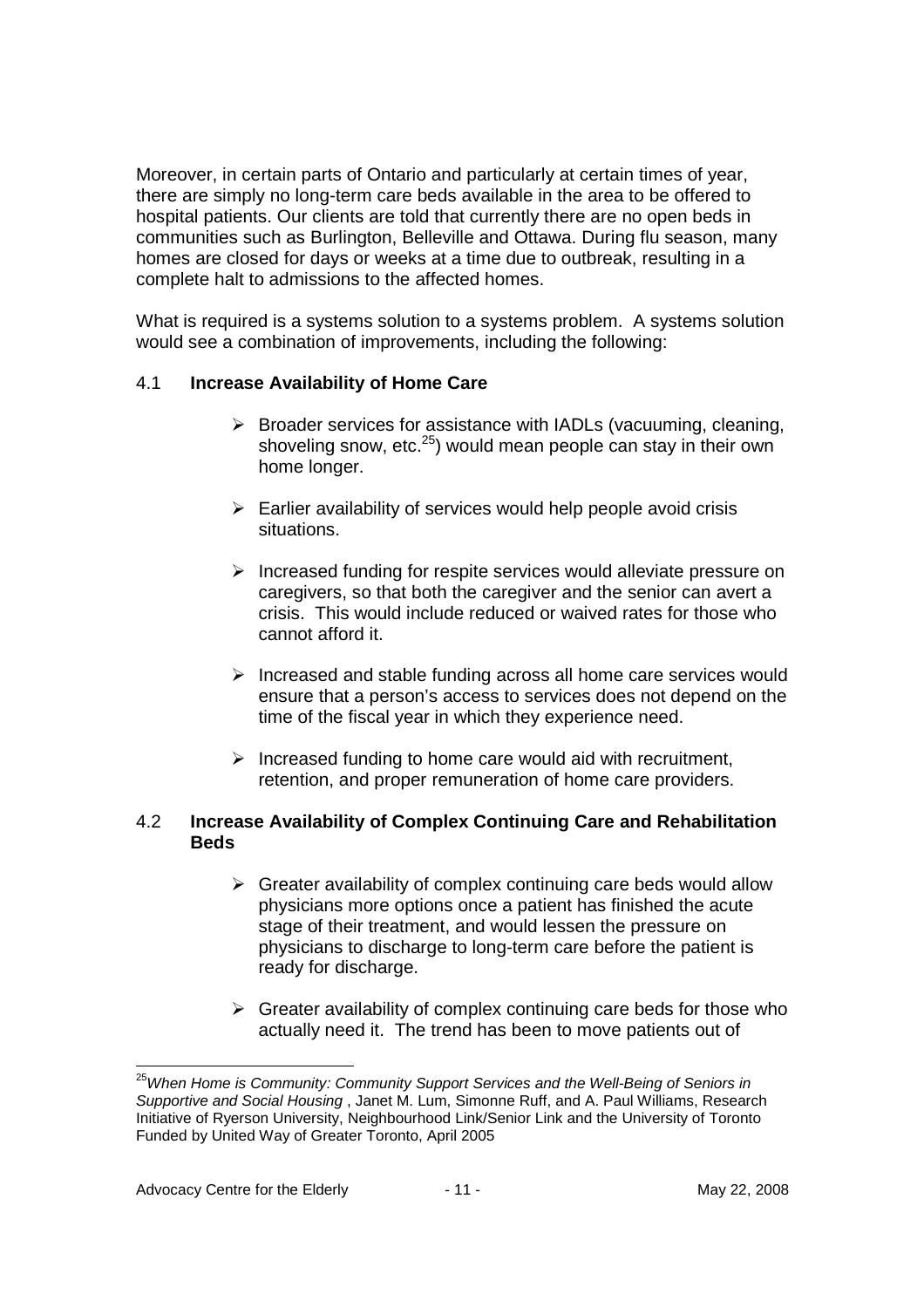Moreover, in certain parts of Ontario and particularly at certain times of year, there are simply no long-term care beds available in the area to be offered to hospital patients. Our clients are told that currently there are no open beds in communities such as Burlington, Belleville and Ottawa. During flu season, many homes are closed for days or weeks at a time due to outbreak, resulting in a complete halt to admissions to the affected homes.

What is required is a systems solution to a systems problem. A systems solution would see a combination of improvements, including the following:

### 4.1 **Increase Availability of Home Care**

- Broader services for assistance with IADLs (vacuuming, cleaning, shoveling snow, etc.[25]) would mean people can stay in their own home longer.
- Earlier availability of services would help people avoid crisis situations.
- Increased funding for respite services would alleviate pressure on caregivers, so that both the caregiver and the senior can avert a crisis. This would include reduced or waived rates for those who cannot afford it.
- Increased and stable funding across all home care services would ensure that a person's access to services does not depend on the time of the fiscal year in which they experience need.
- Increased funding to home care would aid with recruitment, retention, and proper remuneration of home care providers.

### 4.2 **Increase Availability of Complex Continuing Care and Rehabilitation Beds**

- Greater availability of complex continuing care beds would allow physicians more options once a patient has finished the acute stage of their treatment, and would lessen the pressure on physicians to discharge to long-term care before the patient is ready for discharge.
- Greater availability of complex continuing care beds for those who actually need it. The trend has been to move patients out of

---

[25] *When Home is Community: Community Support Services and the Well-Being of Seniors in Supportive and Social Housing* , Janet M. Lum, Simonne Ruff, and A. Paul Williams, Research Initiative of Ryerson University, Neighbourhood Link/Senior Link and the University of Toronto Funded by United Way of Greater Toronto, April 2005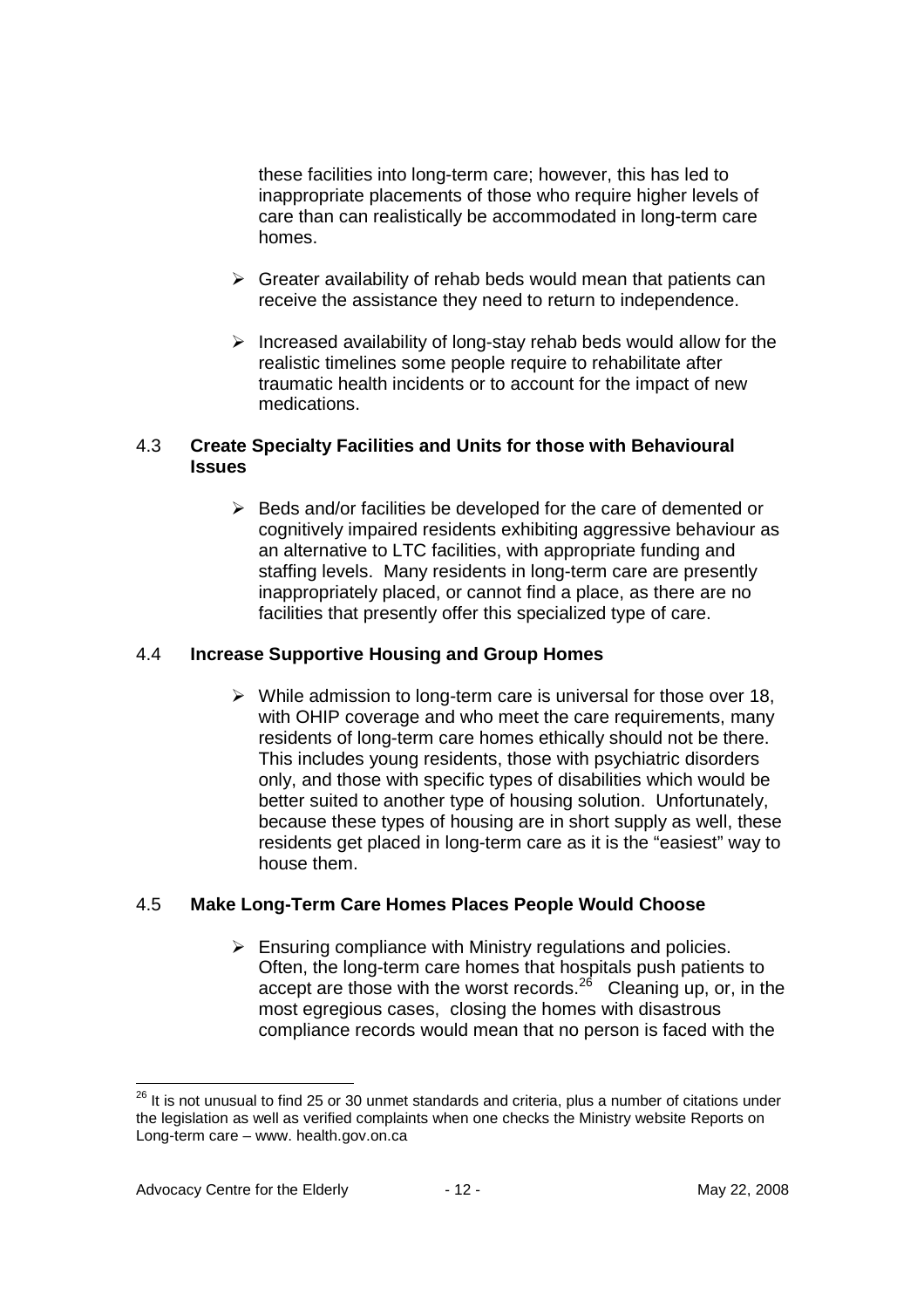these facilities into long-term care; however, this has led to inappropriate placements of those who require higher levels of care than can realistically be accommodated in long-term care homes.

- Greater availability of rehab beds would mean that patients can receive the assistance they need to return to independence.
- Increased availability of long-stay rehab beds would allow for the realistic timelines some people require to rehabilitate after traumatic health incidents or to account for the impact of new medications.

### 4.3 Create Specialty Facilities and Units for those with Behavioural Issues

- Beds and/or facilities be developed for the care of demented or cognitively impaired residents exhibiting aggressive behaviour as an alternative to LTC facilities, with appropriate funding and staffing levels. Many residents in long-term care are presently inappropriately placed, or cannot find a place, as there are no facilities that presently offer this specialized type of care.

### 4.4 Increase Supportive Housing and Group Homes

- While admission to long-term care is universal for those over 18, with OHIP coverage and who meet the care requirements, many residents of long-term care homes ethically should not be there. This includes young residents, those with psychiatric disorders only, and those with specific types of disabilities which would be better suited to another type of housing solution. Unfortunately, because these types of housing are in short supply as well, these residents get placed in long-term care as it is the "easiest" way to house them.

### 4.5 Make Long-Term Care Homes Places People Would Choose

- Ensuring compliance with Ministry regulations and policies. Often, the long-term care homes that hospitals push patients to accept are those with the worst records.[26] Cleaning up, or, in the most egregious cases, closing the homes with disastrous compliance records would mean that no person is faced with the

---

[26] It is not unusual to find 25 or 30 unmet standards and criteria, plus a number of citations under the legislation as well as verified complaints when one checks the Ministry website Reports on Long-term care – www. health.gov.on.ca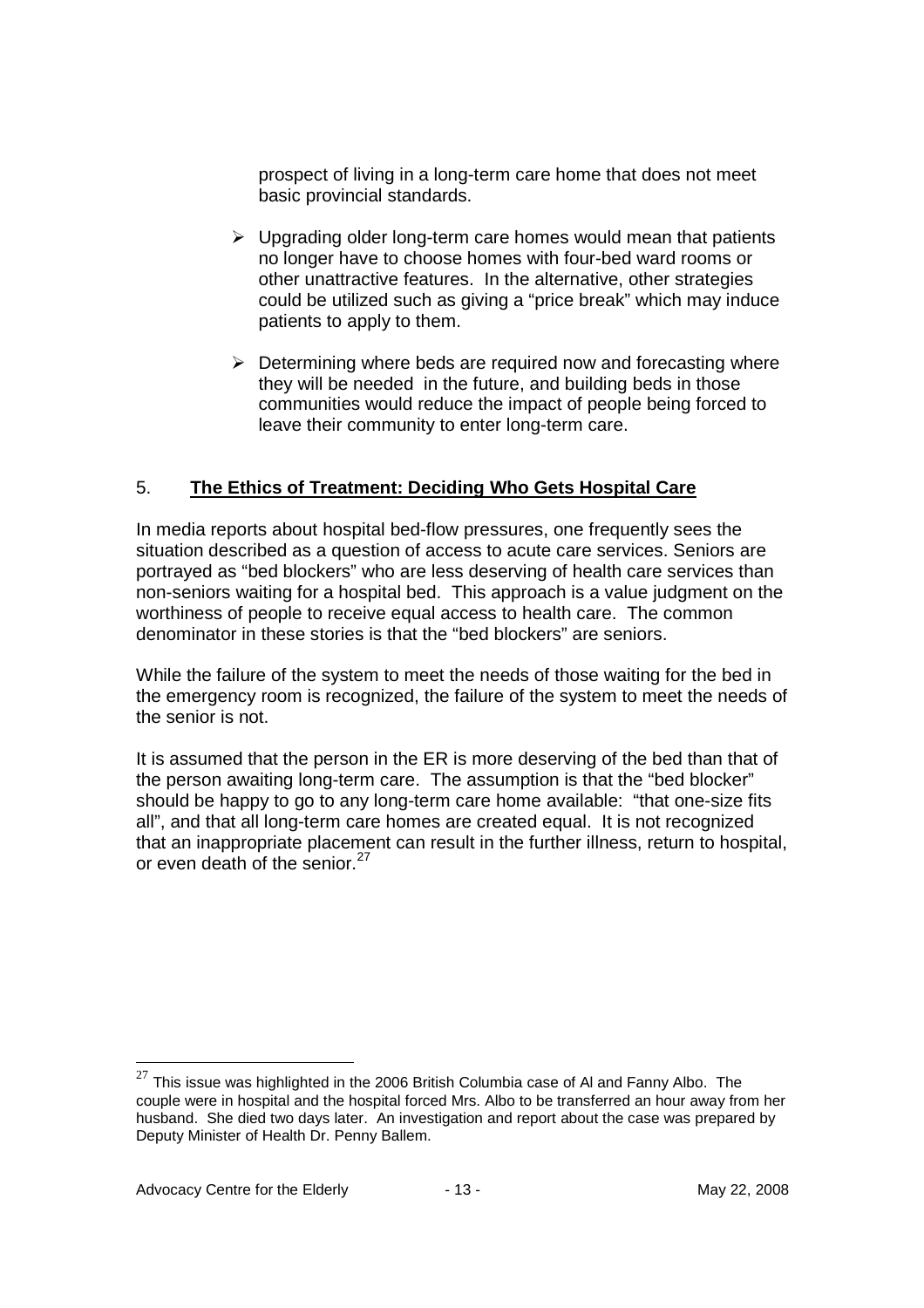prospect of living in a long-term care home that does not meet basic provincial standards.

- Upgrading older long-term care homes would mean that patients no longer have to choose homes with four-bed ward rooms or other unattractive features. In the alternative, other strategies could be utilized such as giving a "price break" which may induce patients to apply to them.
- Determining where beds are required now and forecasting where they will be needed in the future, and building beds in those communities would reduce the impact of people being forced to leave their community to enter long-term care.

## 5. **<u>The Ethics of Treatment: Deciding Who Gets Hospital Care</u>**

In media reports about hospital bed-flow pressures, one frequently sees the situation described as a question of access to acute care services. Seniors are portrayed as "bed blockers" who are less deserving of health care services than non-seniors waiting for a hospital bed. This approach is a value judgment on the worthiness of people to receive equal access to health care. The common denominator in these stories is that the "bed blockers" are seniors.

While the failure of the system to meet the needs of those waiting for the bed in the emergency room is recognized, the failure of the system to meet the needs of the senior is not.

It is assumed that the person in the ER is more deserving of the bed than that of the person awaiting long-term care. The assumption is that the "bed blocker" should be happy to go to any long-term care home available: "that one-size fits all", and that all long-term care homes are created equal. It is not recognized that an inappropriate placement can result in the further illness, return to hospital, or even death of the senior.[27]

---

[27] This issue was highlighted in the 2006 British Columbia case of Al and Fanny Albo. The couple were in hospital and the hospital forced Mrs. Albo to be transferred an hour away from her husband. She died two days later. An investigation and report about the case was prepared by Deputy Minister of Health Dr. Penny Ballem.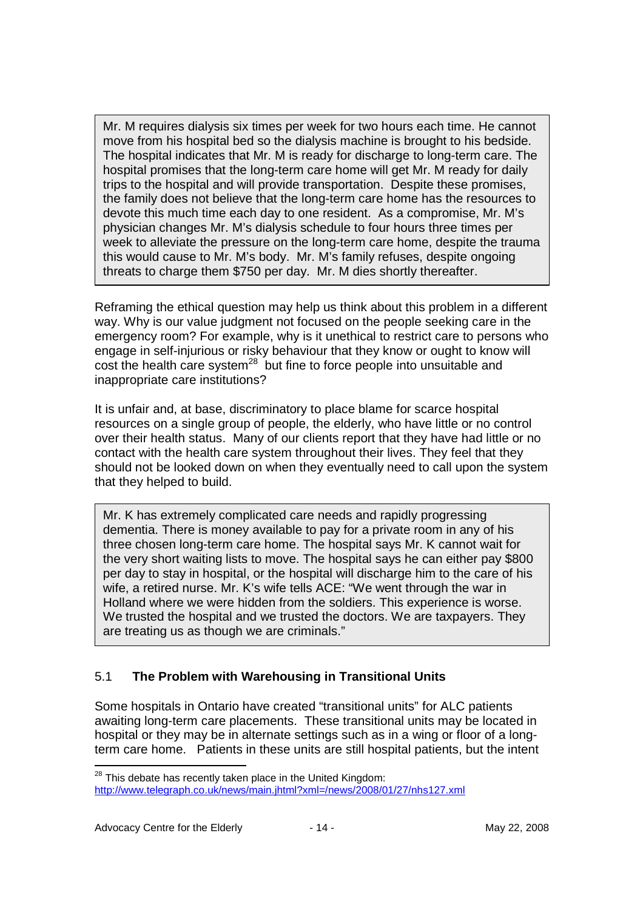> Mr. M requires dialysis six times per week for two hours each time. He cannot move from his hospital bed so the dialysis machine is brought to his bedside. The hospital indicates that Mr. M is ready for discharge to long-term care. The hospital promises that the long-term care home will get Mr. M ready for daily trips to the hospital and will provide transportation. Despite these promises, the family does not believe that the long-term care home has the resources to devote this much time each day to one resident. As a compromise, Mr. M's physician changes Mr. M's dialysis schedule to four hours three times per week to alleviate the pressure on the long-term care home, despite the trauma this would cause to Mr. M's body. Mr. M's family refuses, despite ongoing threats to charge them $750 per day. Mr. M dies shortly thereafter.

Reframing the ethical question may help us think about this problem in a different way. Why is our value judgment not focused on the people seeking care in the emergency room? For example, why is it unethical to restrict care to persons who engage in self-injurious or risky behaviour that they know or ought to know will cost the health care system[28] but fine to force people into unsuitable and inappropriate care institutions?

It is unfair and, at base, discriminatory to place blame for scarce hospital resources on a single group of people, the elderly, who have little or no control over their health status. Many of our clients report that they have had little or no contact with the health care system throughout their lives. They feel that they should not be looked down on when they eventually need to call upon the system that they helped to build.

> Mr. K has extremely complicated care needs and rapidly progressing dementia. There is money available to pay for a private room in any of his three chosen long-term care home. The hospital says Mr. K cannot wait for the very short waiting lists to move. The hospital says he can either pay $800 per day to stay in hospital, or the hospital will discharge him to the care of his wife, a retired nurse. Mr. K's wife tells ACE: "We went through the war in Holland where we were hidden from the soldiers. This experience is worse. We trusted the hospital and we trusted the doctors. We are taxpayers. They are treating us as though we are criminals."

### 5.1 **The Problem with Warehousing in Transitional Units**

Some hospitals in Ontario have created "transitional units" for ALC patients awaiting long-term care placements. These transitional units may be located in hospital or they may be in alternate settings such as in a wing or floor of a long-term care home. Patients in these units are still hospital patients, but the intent

---

[28] This debate has recently taken place in the United Kingdom: http://www.telegraph.co.uk/news/main.jhtml?xml=/news/2008/01/27/nhs127.xml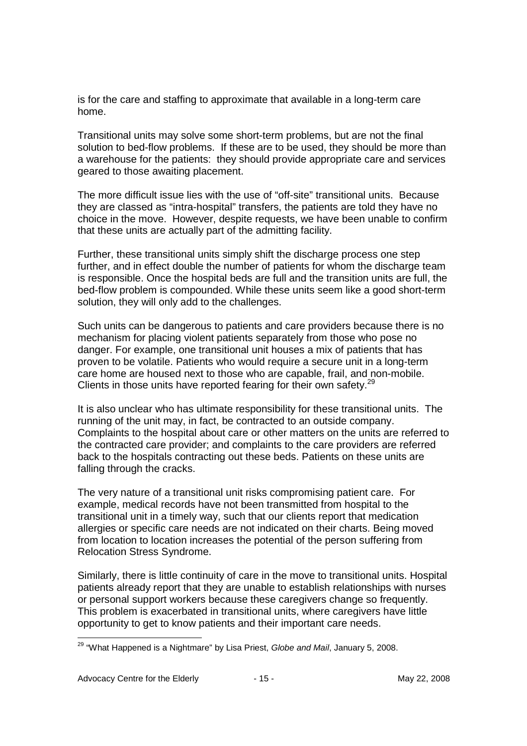is for the care and staffing to approximate that available in a long-term care home.

Transitional units may solve some short-term problems, but are not the final solution to bed-flow problems. If these are to be used, they should be more than a warehouse for the patients: they should provide appropriate care and services geared to those awaiting placement.

The more difficult issue lies with the use of "off-site" transitional units. Because they are classed as "intra-hospital" transfers, the patients are told they have no choice in the move. However, despite requests, we have been unable to confirm that these units are actually part of the admitting facility.

Further, these transitional units simply shift the discharge process one step further, and in effect double the number of patients for whom the discharge team is responsible. Once the hospital beds are full and the transition units are full, the bed-flow problem is compounded. While these units seem like a good short-term solution, they will only add to the challenges.

Such units can be dangerous to patients and care providers because there is no mechanism for placing violent patients separately from those who pose no danger. For example, one transitional unit houses a mix of patients that has proven to be volatile. Patients who would require a secure unit in a long-term care home are housed next to those who are capable, frail, and non-mobile. Clients in those units have reported fearing for their own safety.[29]

It is also unclear who has ultimate responsibility for these transitional units. The running of the unit may, in fact, be contracted to an outside company. Complaints to the hospital about care or other matters on the units are referred to the contracted care provider; and complaints to the care providers are referred back to the hospitals contracting out these beds. Patients on these units are falling through the cracks.

The very nature of a transitional unit risks compromising patient care. For example, medical records have not been transmitted from hospital to the transitional unit in a timely way, such that our clients report that medication allergies or specific care needs are not indicated on their charts. Being moved from location to location increases the potential of the person suffering from Relocation Stress Syndrome.

Similarly, there is little continuity of care in the move to transitional units. Hospital patients already report that they are unable to establish relationships with nurses or personal support workers because these caregivers change so frequently. This problem is exacerbated in transitional units, where caregivers have little opportunity to get to know patients and their important care needs.

---

[29] "What Happened is a Nightmare" by Lisa Priest, *Globe and Mail*, January 5, 2008.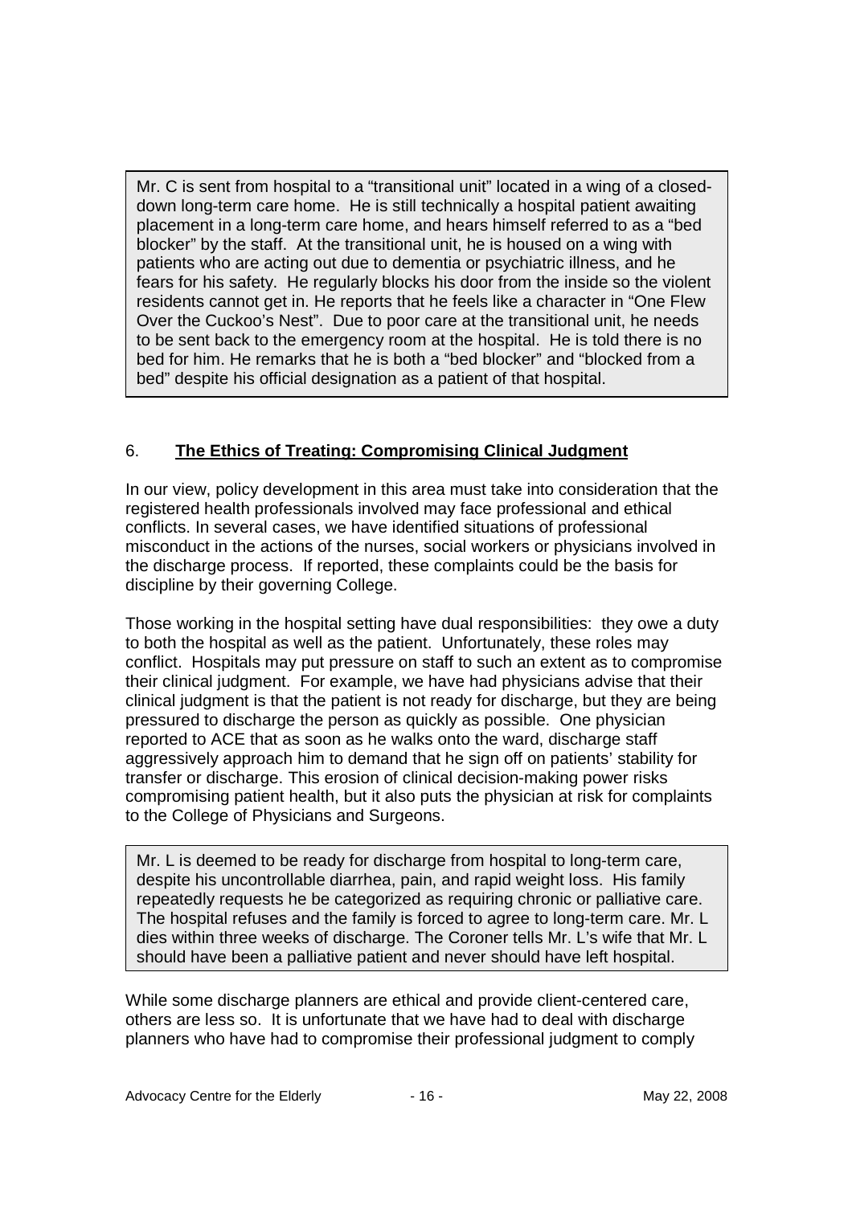> Mr. C is sent from hospital to a "transitional unit" located in a wing of a closed-down long-term care home. He is still technically a hospital patient awaiting placement in a long-term care home, and hears himself referred to as a "bed blocker" by the staff. At the transitional unit, he is housed on a wing with patients who are acting out due to dementia or psychiatric illness, and he fears for his safety. He regularly blocks his door from the inside so the violent residents cannot get in. He reports that he feels like a character in "One Flew Over the Cuckoo's Nest". Due to poor care at the transitional unit, he needs to be sent back to the emergency room at the hospital. He is told there is no bed for him. He remarks that he is both a "bed blocker" and "blocked from a bed" despite his official designation as a patient of that hospital.

## 6. **The Ethics of Treating: Compromising Clinical Judgment**

In our view, policy development in this area must take into consideration that the registered health professionals involved may face professional and ethical conflicts. In several cases, we have identified situations of professional misconduct in the actions of the nurses, social workers or physicians involved in the discharge process. If reported, these complaints could be the basis for discipline by their governing College.

Those working in the hospital setting have dual responsibilities: they owe a duty to both the hospital as well as the patient. Unfortunately, these roles may conflict. Hospitals may put pressure on staff to such an extent as to compromise their clinical judgment. For example, we have had physicians advise that their clinical judgment is that the patient is not ready for discharge, but they are being pressured to discharge the person as quickly as possible. One physician reported to ACE that as soon as he walks onto the ward, discharge staff aggressively approach him to demand that he sign off on patients' stability for transfer or discharge. This erosion of clinical decision-making power risks compromising patient health, but it also puts the physician at risk for complaints to the College of Physicians and Surgeons.

> Mr. L is deemed to be ready for discharge from hospital to long-term care, despite his uncontrollable diarrhea, pain, and rapid weight loss. His family repeatedly requests he be categorized as requiring chronic or palliative care. The hospital refuses and the family is forced to agree to long-term care. Mr. L dies within three weeks of discharge. The Coroner tells Mr. L's wife that Mr. L should have been a palliative patient and never should have left hospital.

While some discharge planners are ethical and provide client-centered care, others are less so. It is unfortunate that we have had to deal with discharge planners who have had to compromise their professional judgment to comply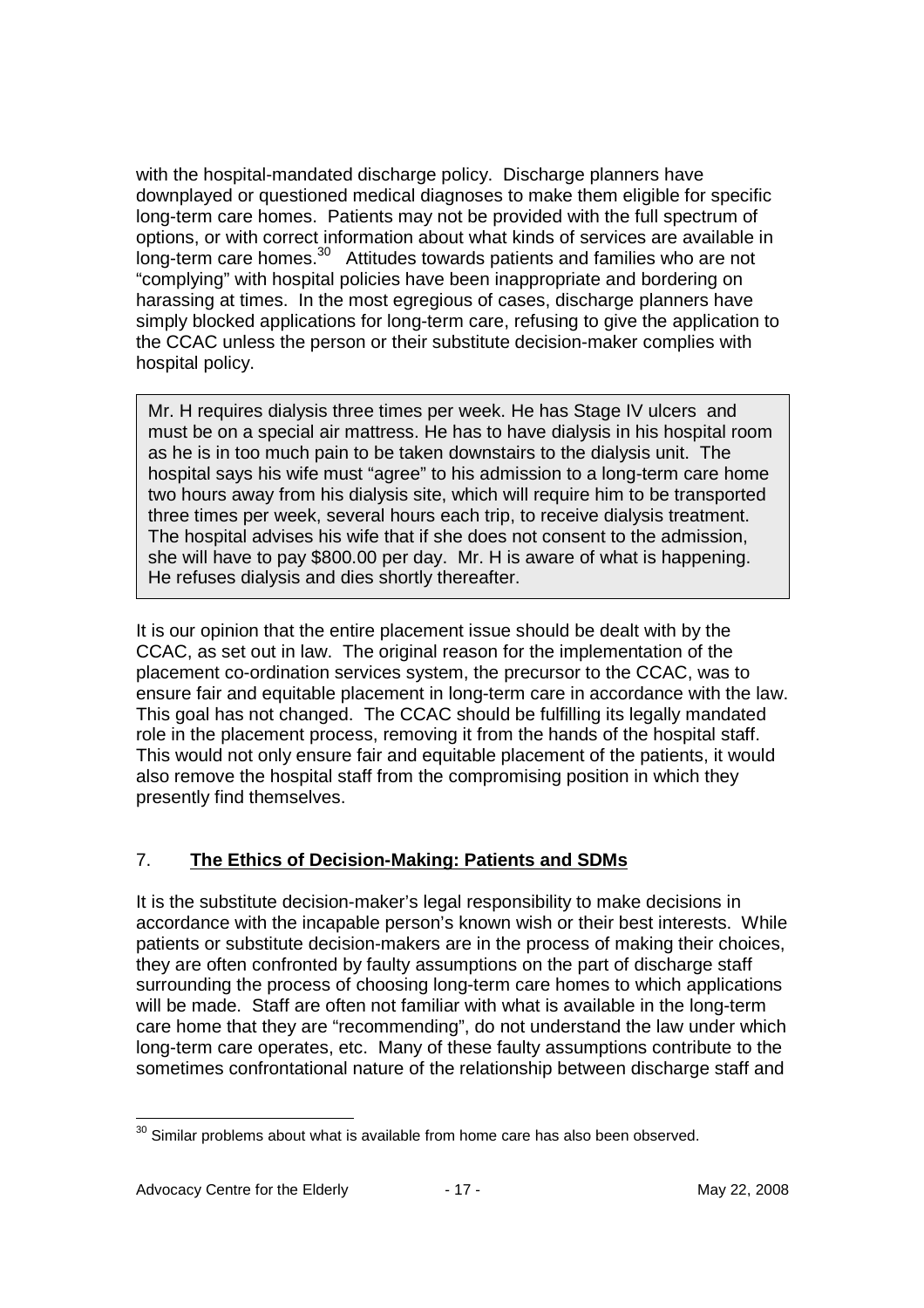with the hospital-mandated discharge policy. Discharge planners have downplayed or questioned medical diagnoses to make them eligible for specific long-term care homes. Patients may not be provided with the full spectrum of options, or with correct information about what kinds of services are available in long-term care homes.[30] Attitudes towards patients and families who are not "complying" with hospital policies have been inappropriate and bordering on harassing at times. In the most egregious of cases, discharge planners have simply blocked applications for long-term care, refusing to give the application to the CCAC unless the person or their substitute decision-maker complies with hospital policy.

> Mr. H requires dialysis three times per week. He has Stage IV ulcers and must be on a special air mattress. He has to have dialysis in his hospital room as he is in too much pain to be taken downstairs to the dialysis unit. The hospital says his wife must "agree" to his admission to a long-term care home two hours away from his dialysis site, which will require him to be transported three times per week, several hours each trip, to receive dialysis treatment. The hospital advises his wife that if she does not consent to the admission, she will have to pay $800.00 per day. Mr. H is aware of what is happening. He refuses dialysis and dies shortly thereafter.

It is our opinion that the entire placement issue should be dealt with by the CCAC, as set out in law. The original reason for the implementation of the placement co-ordination services system, the precursor to the CCAC, was to ensure fair and equitable placement in long-term care in accordance with the law. This goal has not changed. The CCAC should be fulfilling its legally mandated role in the placement process, removing it from the hands of the hospital staff. This would not only ensure fair and equitable placement of the patients, it would also remove the hospital staff from the compromising position in which they presently find themselves.

## 7. **The Ethics of Decision-Making: Patients and SDMs**

It is the substitute decision-maker's legal responsibility to make decisions in accordance with the incapable person's known wish or their best interests. While patients or substitute decision-makers are in the process of making their choices, they are often confronted by faulty assumptions on the part of discharge staff surrounding the process of choosing long-term care homes to which applications will be made. Staff are often not familiar with what is available in the long-term care home that they are "recommending", do not understand the law under which long-term care operates, etc. Many of these faulty assumptions contribute to the sometimes confrontational nature of the relationship between discharge staff and

[30] Similar problems about what is available from home care has also been observed.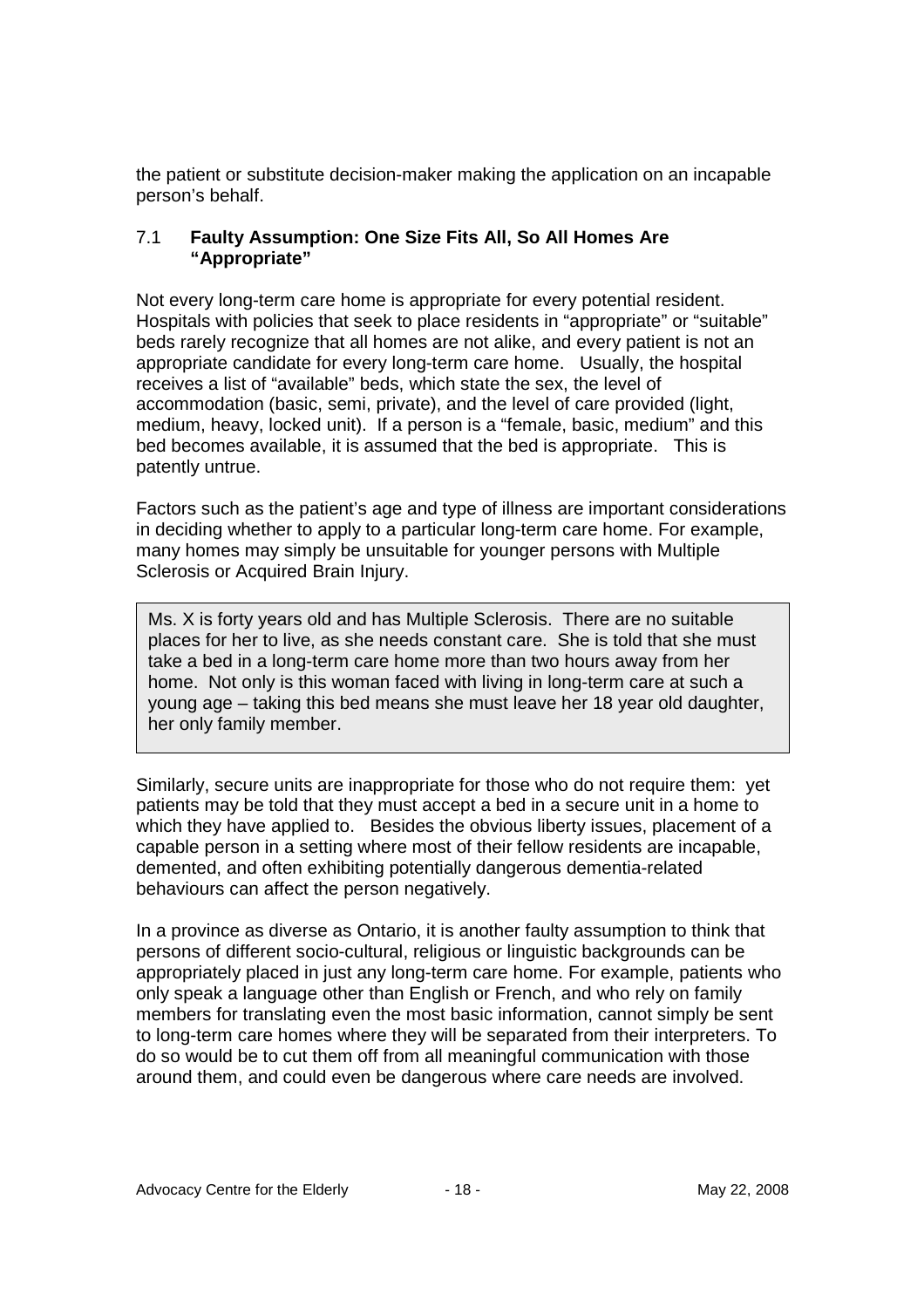the patient or substitute decision-maker making the application on an incapable person's behalf.

### 7.1 **Faulty Assumption: One Size Fits All, So All Homes Are "Appropriate"**

Not every long-term care home is appropriate for every potential resident. Hospitals with policies that seek to place residents in "appropriate" or "suitable" beds rarely recognize that all homes are not alike, and every patient is not an appropriate candidate for every long-term care home. Usually, the hospital receives a list of "available" beds, which state the sex, the level of accommodation (basic, semi, private), and the level of care provided (light, medium, heavy, locked unit). If a person is a "female, basic, medium" and this bed becomes available, it is assumed that the bed is appropriate. This is patently untrue.

Factors such as the patient's age and type of illness are important considerations in deciding whether to apply to a particular long-term care home. For example, many homes may simply be unsuitable for younger persons with Multiple Sclerosis or Acquired Brain Injury.

> Ms. X is forty years old and has Multiple Sclerosis. There are no suitable places for her to live, as she needs constant care. She is told that she must take a bed in a long-term care home more than two hours away from her home. Not only is this woman faced with living in long-term care at such a young age – taking this bed means she must leave her 18 year old daughter, her only family member.

Similarly, secure units are inappropriate for those who do not require them: yet patients may be told that they must accept a bed in a secure unit in a home to which they have applied to. Besides the obvious liberty issues, placement of a capable person in a setting where most of their fellow residents are incapable, demented, and often exhibiting potentially dangerous dementia-related behaviours can affect the person negatively.

In a province as diverse as Ontario, it is another faulty assumption to think that persons of different socio-cultural, religious or linguistic backgrounds can be appropriately placed in just any long-term care home. For example, patients who only speak a language other than English or French, and who rely on family members for translating even the most basic information, cannot simply be sent to long-term care homes where they will be separated from their interpreters. To do so would be to cut them off from all meaningful communication with those around them, and could even be dangerous where care needs are involved.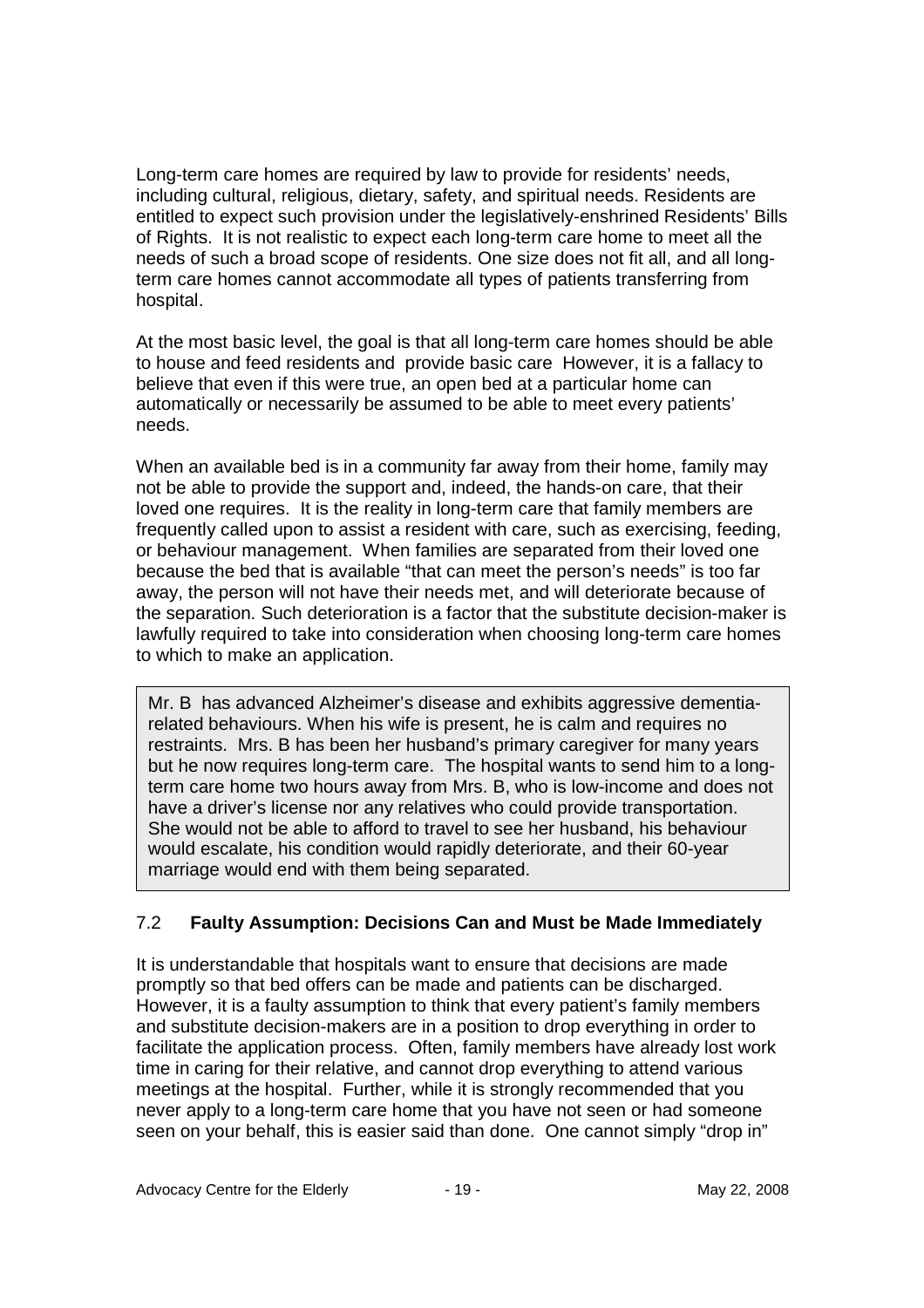Long-term care homes are required by law to provide for residents' needs, including cultural, religious, dietary, safety, and spiritual needs. Residents are entitled to expect such provision under the legislatively-enshrined Residents' Bills of Rights. It is not realistic to expect each long-term care home to meet all the needs of such a broad scope of residents. One size does not fit all, and all long-term care homes cannot accommodate all types of patients transferring from hospital.

At the most basic level, the goal is that all long-term care homes should be able to house and feed residents and provide basic care However, it is a fallacy to believe that even if this were true, an open bed at a particular home can automatically or necessarily be assumed to be able to meet every patients' needs.

When an available bed is in a community far away from their home, family may not be able to provide the support and, indeed, the hands-on care, that their loved one requires. It is the reality in long-term care that family members are frequently called upon to assist a resident with care, such as exercising, feeding, or behaviour management. When families are separated from their loved one because the bed that is available "that can meet the person's needs" is too far away, the person will not have their needs met, and will deteriorate because of the separation. Such deterioration is a factor that the substitute decision-maker is lawfully required to take into consideration when choosing long-term care homes to which to make an application.

> Mr. B has advanced Alzheimer's disease and exhibits aggressive dementia-related behaviours. When his wife is present, he is calm and requires no restraints. Mrs. B has been her husband's primary caregiver for many years but he now requires long-term care. The hospital wants to send him to a long-term care home two hours away from Mrs. B, who is low-income and does not have a driver's license nor any relatives who could provide transportation. She would not be able to afford to travel to see her husband, his behaviour would escalate, his condition would rapidly deteriorate, and their 60-year marriage would end with them being separated.

### 7.2 **Faulty Assumption: Decisions Can and Must be Made Immediately**

It is understandable that hospitals want to ensure that decisions are made promptly so that bed offers can be made and patients can be discharged. However, it is a faulty assumption to think that every patient's family members and substitute decision-makers are in a position to drop everything in order to facilitate the application process. Often, family members have already lost work time in caring for their relative, and cannot drop everything to attend various meetings at the hospital. Further, while it is strongly recommended that you never apply to a long-term care home that you have not seen or had someone seen on your behalf, this is easier said than done. One cannot simply "drop in"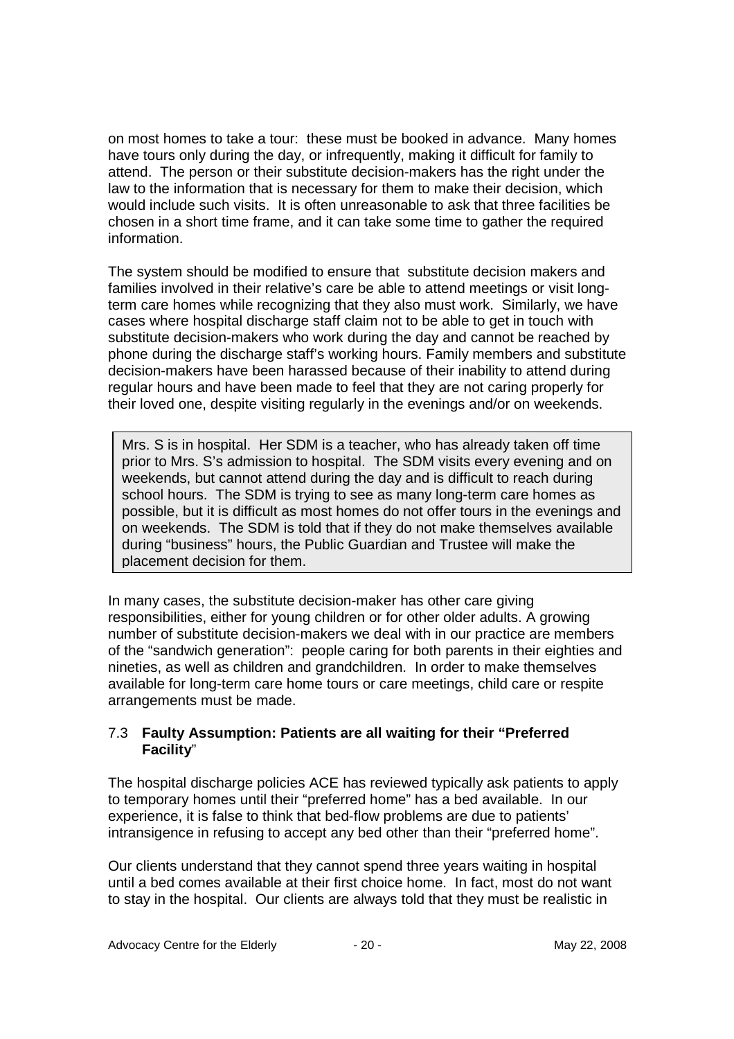on most homes to take a tour: these must be booked in advance. Many homes have tours only during the day, or infrequently, making it difficult for family to attend. The person or their substitute decision-makers has the right under the law to the information that is necessary for them to make their decision, which would include such visits. It is often unreasonable to ask that three facilities be chosen in a short time frame, and it can take some time to gather the required information.

The system should be modified to ensure that substitute decision makers and families involved in their relative's care be able to attend meetings or visit long-term care homes while recognizing that they also must work. Similarly, we have cases where hospital discharge staff claim not to be able to get in touch with substitute decision-makers who work during the day and cannot be reached by phone during the discharge staff's working hours. Family members and substitute decision-makers have been harassed because of their inability to attend during regular hours and have been made to feel that they are not caring properly for their loved one, despite visiting regularly in the evenings and/or on weekends.

> Mrs. S is in hospital. Her SDM is a teacher, who has already taken off time prior to Mrs. S's admission to hospital. The SDM visits every evening and on weekends, but cannot attend during the day and is difficult to reach during school hours. The SDM is trying to see as many long-term care homes as possible, but it is difficult as most homes do not offer tours in the evenings and on weekends. The SDM is told that if they do not make themselves available during "business" hours, the Public Guardian and Trustee will make the placement decision for them.

In many cases, the substitute decision-maker has other care giving responsibilities, either for young children or for other older adults. A growing number of substitute decision-makers we deal with in our practice are members of the "sandwich generation": people caring for both parents in their eighties and nineties, as well as children and grandchildren. In order to make themselves available for long-term care home tours or care meetings, child care or respite arrangements must be made.

### 7.3 Faulty Assumption: Patients are all waiting for their "Preferred Facility"

The hospital discharge policies ACE has reviewed typically ask patients to apply to temporary homes until their "preferred home" has a bed available. In our experience, it is false to think that bed-flow problems are due to patients' intransigence in refusing to accept any bed other than their "preferred home".

Our clients understand that they cannot spend three years waiting in hospital until a bed comes available at their first choice home. In fact, most do not want to stay in the hospital. Our clients are always told that they must be realistic in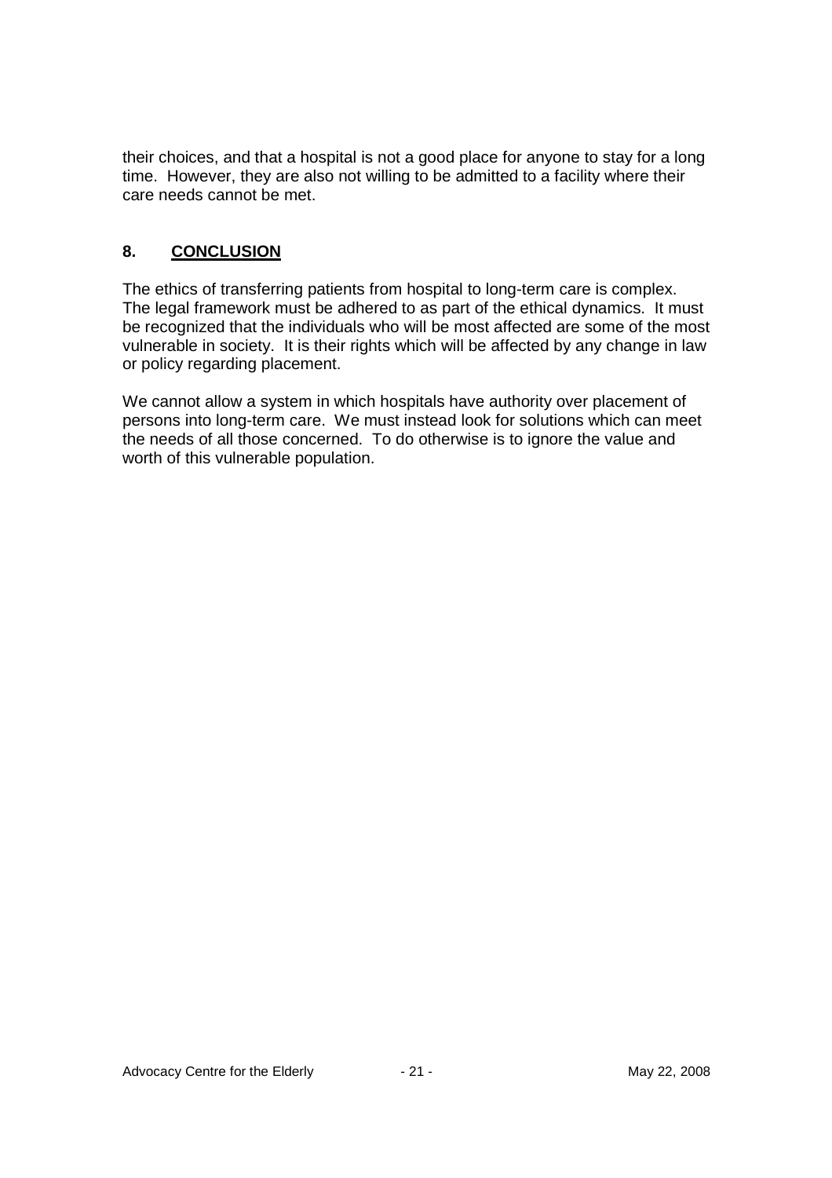their choices, and that a hospital is not a good place for anyone to stay for a long time. However, they are also not willing to be admitted to a facility where their care needs cannot be met.

## 8. <u>CONCLUSION</u>

The ethics of transferring patients from hospital to long-term care is complex. The legal framework must be adhered to as part of the ethical dynamics. It must be recognized that the individuals who will be most affected are some of the most vulnerable in society. It is their rights which will be affected by any change in law or policy regarding placement.

We cannot allow a system in which hospitals have authority over placement of persons into long-term care. We must instead look for solutions which can meet the needs of all those concerned. To do otherwise is to ignore the value and worth of this vulnerable population.